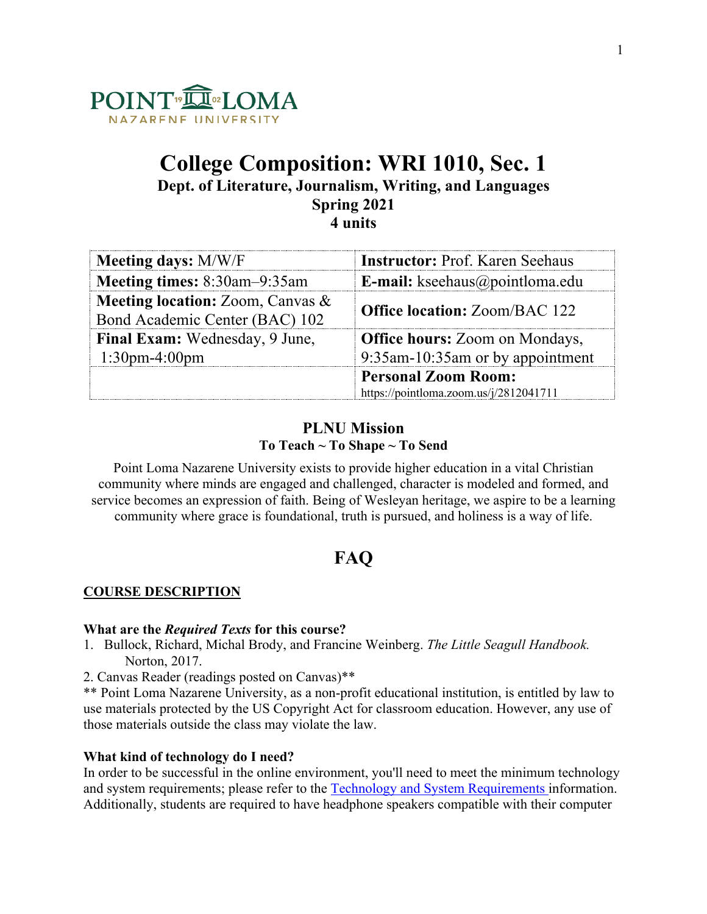POINT LOMA NAZARENE UNIVERSITY

# College Composition: WRI 1010, Sec. 1

## Dept. of Literature, Journalism, Writing, and Languages

## Spring 2021

## 4 units

| | |
|---|---|
| **Meeting days:** M/W/F | **Instructor:** Prof. Karen Seehaus |
| **Meeting times:** 8:30am–9:35am | **E-mail:** kseehaus@pointloma.edu |
| **Meeting location:** Zoom, Canvas & Bond Academic Center (BAC) 102 | **Office location:** Zoom/BAC 122 |
| **Final Exam:** Wednesday, 9 June, 1:30pm-4:00pm | **Office hours:** Zoom on Mondays, 9:35am-10:35am or by appointment |
| | **Personal Zoom Room:** https://pointloma.zoom.us/j/2812041711 |

### PLNU Mission

**To Teach ~ To Shape ~ To Send**

Point Loma Nazarene University exists to provide higher education in a vital Christian community where minds are engaged and challenged, character is modeled and formed, and service becomes an expression of faith. Being of Wesleyan heritage, we aspire to be a learning community where grace is foundational, truth is pursued, and holiness is a way of life.

# FAQ

**COURSE DESCRIPTION**

**What are the *Required Texts* for this course?**

1. Bullock, Richard, Michal Brody, and Francine Weinberg. *The Little Seagull Handbook.* Norton, 2017.
2. Canvas Reader (readings posted on Canvas)**

** Point Loma Nazarene University, as a non-profit educational institution, is entitled by law to use materials protected by the US Copyright Act for classroom education. However, any use of those materials outside the class may violate the law.

**What kind of technology do I need?**

In order to be successful in the online environment, you'll need to meet the minimum technology and system requirements; please refer to the Technology and System Requirements information. Additionally, students are required to have headphone speakers compatible with their computer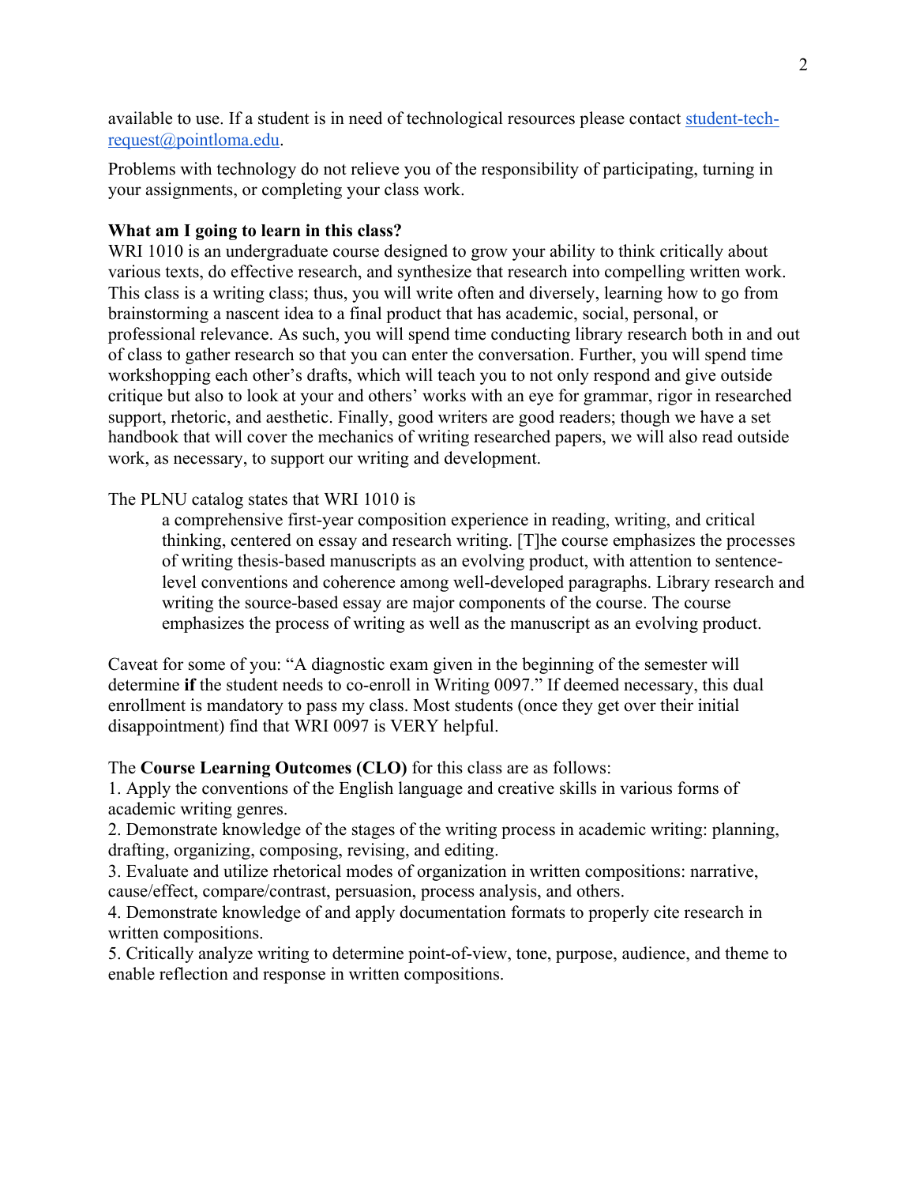available to use. If a student is in need of technological resources please contact student-tech-request@pointloma.edu.

Problems with technology do not relieve you of the responsibility of participating, turning in your assignments, or completing your class work.

**What am I going to learn in this class?**

WRI 1010 is an undergraduate course designed to grow your ability to think critically about various texts, do effective research, and synthesize that research into compelling written work. This class is a writing class; thus, you will write often and diversely, learning how to go from brainstorming a nascent idea to a final product that has academic, social, personal, or professional relevance. As such, you will spend time conducting library research both in and out of class to gather research so that you can enter the conversation. Further, you will spend time workshopping each other's drafts, which will teach you to not only respond and give outside critique but also to look at your and others' works with an eye for grammar, rigor in researched support, rhetoric, and aesthetic. Finally, good writers are good readers; though we have a set handbook that will cover the mechanics of writing researched papers, we will also read outside work, as necessary, to support our writing and development.

The PLNU catalog states that WRI 1010 is

> a comprehensive first-year composition experience in reading, writing, and critical thinking, centered on essay and research writing. [T]he course emphasizes the processes of writing thesis-based manuscripts as an evolving product, with attention to sentence-level conventions and coherence among well-developed paragraphs. Library research and writing the source-based essay are major components of the course. The course emphasizes the process of writing as well as the manuscript as an evolving product.

Caveat for some of you: "A diagnostic exam given in the beginning of the semester will determine **if** the student needs to co-enroll in Writing 0097." If deemed necessary, this dual enrollment is mandatory to pass my class. Most students (once they get over their initial disappointment) find that WRI 0097 is VERY helpful.

The **Course Learning Outcomes (CLO)** for this class are as follows:

1. Apply the conventions of the English language and creative skills in various forms of academic writing genres.
2. Demonstrate knowledge of the stages of the writing process in academic writing: planning, drafting, organizing, composing, revising, and editing.
3. Evaluate and utilize rhetorical modes of organization in written compositions: narrative, cause/effect, compare/contrast, persuasion, process analysis, and others.
4. Demonstrate knowledge of and apply documentation formats to properly cite research in written compositions.
5. Critically analyze writing to determine point-of-view, tone, purpose, audience, and theme to enable reflection and response in written compositions.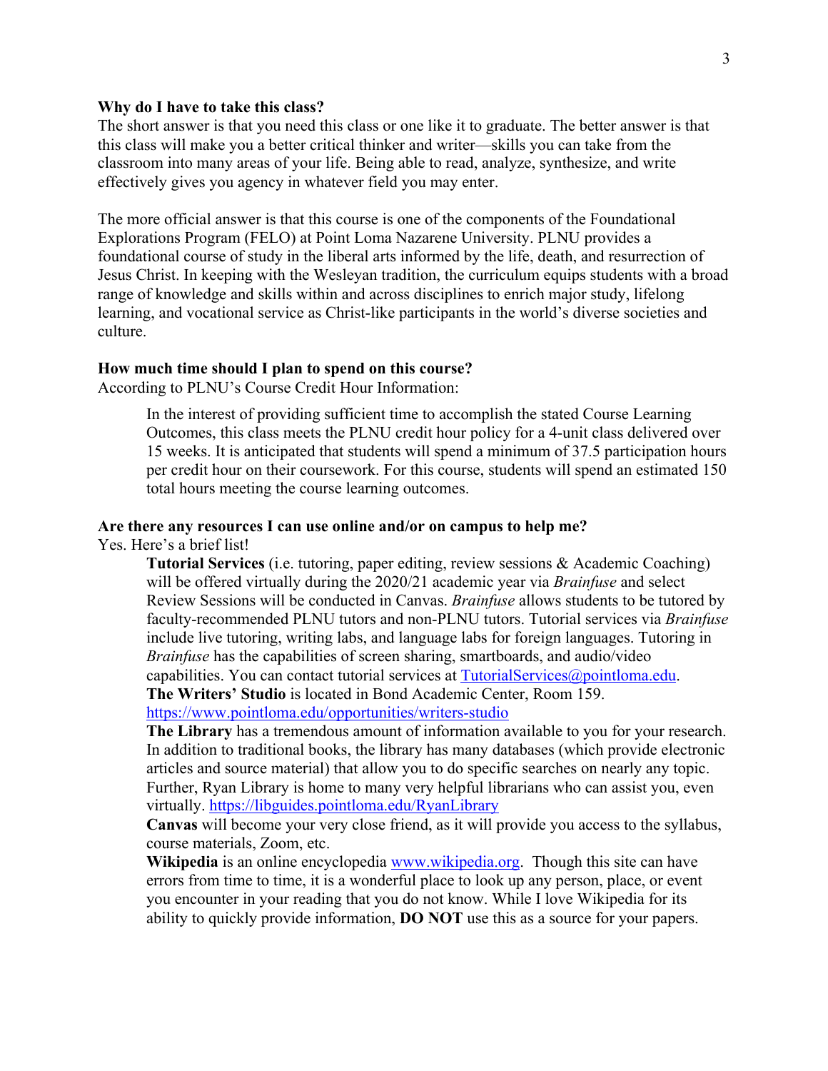**Why do I have to take this class?**

The short answer is that you need this class or one like it to graduate. The better answer is that this class will make you a better critical thinker and writer—skills you can take from the classroom into many areas of your life. Being able to read, analyze, synthesize, and write effectively gives you agency in whatever field you may enter.

The more official answer is that this course is one of the components of the Foundational Explorations Program (FELO) at Point Loma Nazarene University. PLNU provides a foundational course of study in the liberal arts informed by the life, death, and resurrection of Jesus Christ. In keeping with the Wesleyan tradition, the curriculum equips students with a broad range of knowledge and skills within and across disciplines to enrich major study, lifelong learning, and vocational service as Christ-like participants in the world's diverse societies and culture.

**How much time should I plan to spend on this course?**

According to PLNU's Course Credit Hour Information:

> In the interest of providing sufficient time to accomplish the stated Course Learning Outcomes, this class meets the PLNU credit hour policy for a 4-unit class delivered over 15 weeks. It is anticipated that students will spend a minimum of 37.5 participation hours per credit hour on their coursework. For this course, students will spend an estimated 150 total hours meeting the course learning outcomes.

**Are there any resources I can use online and/or on campus to help me?**

Yes. Here's a brief list!

**Tutorial Services** (i.e. tutoring, paper editing, review sessions & Academic Coaching) will be offered virtually during the 2020/21 academic year via *Brainfuse* and select Review Sessions will be conducted in Canvas. *Brainfuse* allows students to be tutored by faculty-recommended PLNU tutors and non-PLNU tutors. Tutorial services via *Brainfuse* include live tutoring, writing labs, and language labs for foreign languages. Tutoring in *Brainfuse* has the capabilities of screen sharing, smartboards, and audio/video capabilities. You can contact tutorial services at TutorialServices@pointloma.edu.

**The Writers' Studio** is located in Bond Academic Center, Room 159. https://www.pointloma.edu/opportunities/writers-studio

**The Library** has a tremendous amount of information available to you for your research. In addition to traditional books, the library has many databases (which provide electronic articles and source material) that allow you to do specific searches on nearly any topic. Further, Ryan Library is home to many very helpful librarians who can assist you, even virtually. https://libguides.pointloma.edu/RyanLibrary

**Canvas** will become your very close friend, as it will provide you access to the syllabus, course materials, Zoom, etc.

**Wikipedia** is an online encyclopedia www.wikipedia.org. Though this site can have errors from time to time, it is a wonderful place to look up any person, place, or event you encounter in your reading that you do not know. While I love Wikipedia for its ability to quickly provide information, **DO NOT** use this as a source for your papers.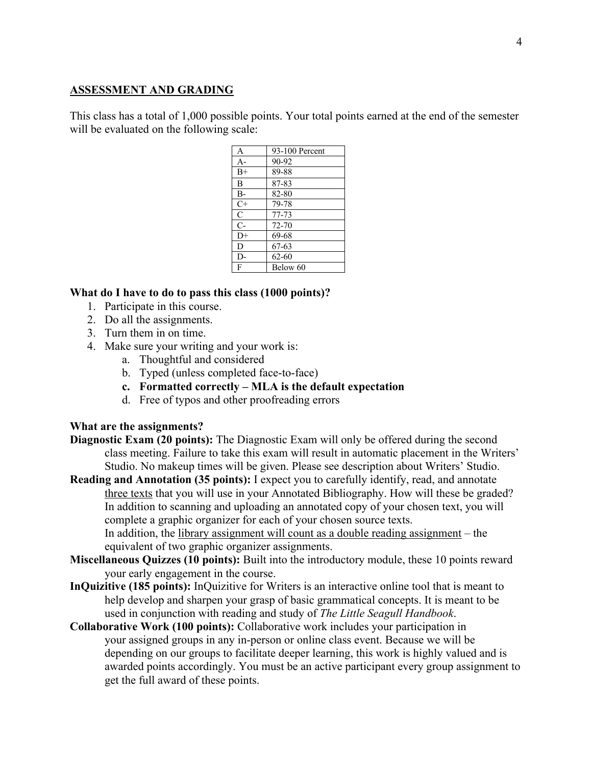## ASSESSMENT AND GRADING

This class has a total of 1,000 possible points. Your total points earned at the end of the semester will be evaluated on the following scale:

| A | 93-100 Percent |
|---|---|
| A- | 90-92 |
| B+ | 89-88 |
| B | 87-83 |
| B- | 82-80 |
| C+ | 79-78 |
| C | 77-73 |
| C- | 72-70 |
| D+ | 69-68 |
| D | 67-63 |
| D- | 62-60 |
| F | Below 60 |

**What do I have to do to pass this class (1000 points)?**

1. Participate in this course.
2. Do all the assignments.
3. Turn them in on time.
4. Make sure your writing and your work is:
   a. Thoughtful and considered
   b. Typed (unless completed face-to-face)
   **c. Formatted correctly – MLA is the default expectation**
   d. Free of typos and other proofreading errors

**What are the assignments?**

**Diagnostic Exam (20 points):** The Diagnostic Exam will only be offered during the second class meeting. Failure to take this exam will result in automatic placement in the Writers' Studio. No makeup times will be given. Please see description about Writers' Studio.

**Reading and Annotation (35 points):** I expect you to carefully identify, read, and annotate <u>three texts</u> that you will use in your Annotated Bibliography. How will these be graded? In addition to scanning and uploading an annotated copy of your chosen text, you will complete a graphic organizer for each of your chosen source texts.
In addition, the <u>library assignment will count as a double reading assignment</u> – the equivalent of two graphic organizer assignments.

**Miscellaneous Quizzes (10 points):** Built into the introductory module, these 10 points reward your early engagement in the course.

**InQuizitive (185 points):** InQuizitive for Writers is an interactive online tool that is meant to help develop and sharpen your grasp of basic grammatical concepts. It is meant to be used in conjunction with reading and study of *The Little Seagull Handbook*.

**Collaborative Work (100 points):** Collaborative work includes your participation in your assigned groups in any in-person or online class event. Because we will be depending on our groups to facilitate deeper learning, this work is highly valued and is awarded points accordingly. You must be an active participant every group assignment to get the full award of these points.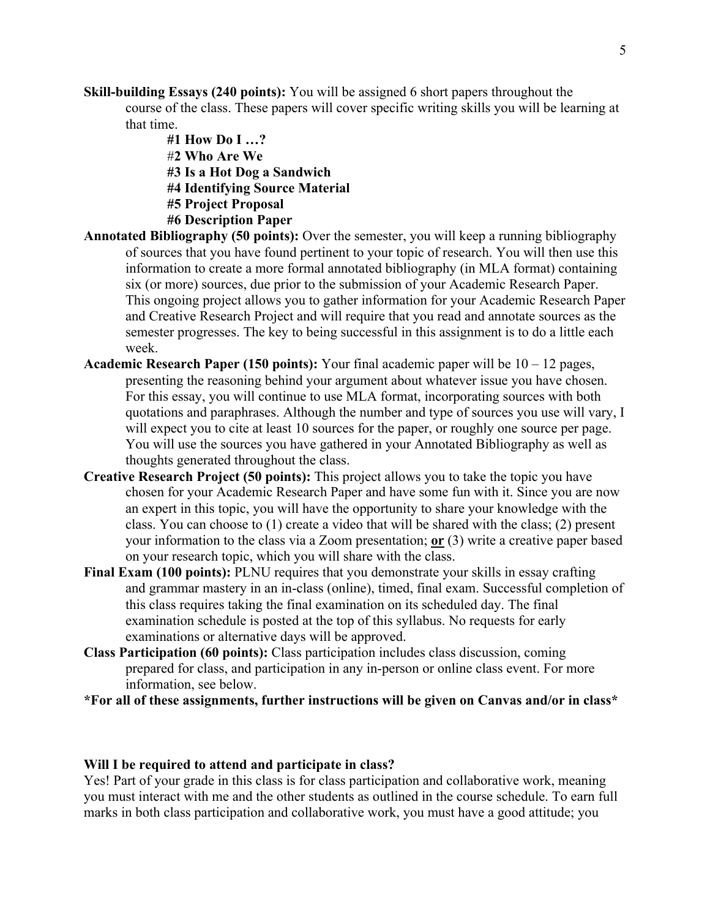**Skill-building Essays (240 points):** You will be assigned 6 short papers throughout the course of the class. These papers will cover specific writing skills you will be learning at that time.

- **#1 How Do I …?**
- #**2 Who Are We**
- **#3 Is a Hot Dog a Sandwich**
- **#4 Identifying Source Material**
- **#5 Project Proposal**
- **#6 Description Paper**

**Annotated Bibliography (50 points):** Over the semester, you will keep a running bibliography of sources that you have found pertinent to your topic of research. You will then use this information to create a more formal annotated bibliography (in MLA format) containing six (or more) sources, due prior to the submission of your Academic Research Paper. This ongoing project allows you to gather information for your Academic Research Paper and Creative Research Project and will require that you read and annotate sources as the semester progresses. The key to being successful in this assignment is to do a little each week.

**Academic Research Paper (150 points):** Your final academic paper will be 10 – 12 pages, presenting the reasoning behind your argument about whatever issue you have chosen. For this essay, you will continue to use MLA format, incorporating sources with both quotations and paraphrases. Although the number and type of sources you use will vary, I will expect you to cite at least 10 sources for the paper, or roughly one source per page. You will use the sources you have gathered in your Annotated Bibliography as well as thoughts generated throughout the class.

**Creative Research Project (50 points):** This project allows you to take the topic you have chosen for your Academic Research Paper and have some fun with it. Since you are now an expert in this topic, you will have the opportunity to share your knowledge with the class. You can choose to (1) create a video that will be shared with the class; (2) present your information to the class via a Zoom presentation; **or** (3) write a creative paper based on your research topic, which you will share with the class.

**Final Exam (100 points):** PLNU requires that you demonstrate your skills in essay crafting and grammar mastery in an in-class (online), timed, final exam. Successful completion of this class requires taking the final examination on its scheduled day. The final examination schedule is posted at the top of this syllabus. No requests for early examinations or alternative days will be approved.

**Class Participation (60 points):** Class participation includes class discussion, coming prepared for class, and participation in any in-person or online class event. For more information, see below.

**\*For all of these assignments, further instructions will be given on Canvas and/or in class\***

### Will I be required to attend and participate in class?

Yes! Part of your grade in this class is for class participation and collaborative work, meaning you must interact with me and the other students as outlined in the course schedule. To earn full marks in both class participation and collaborative work, you must have a good attitude; you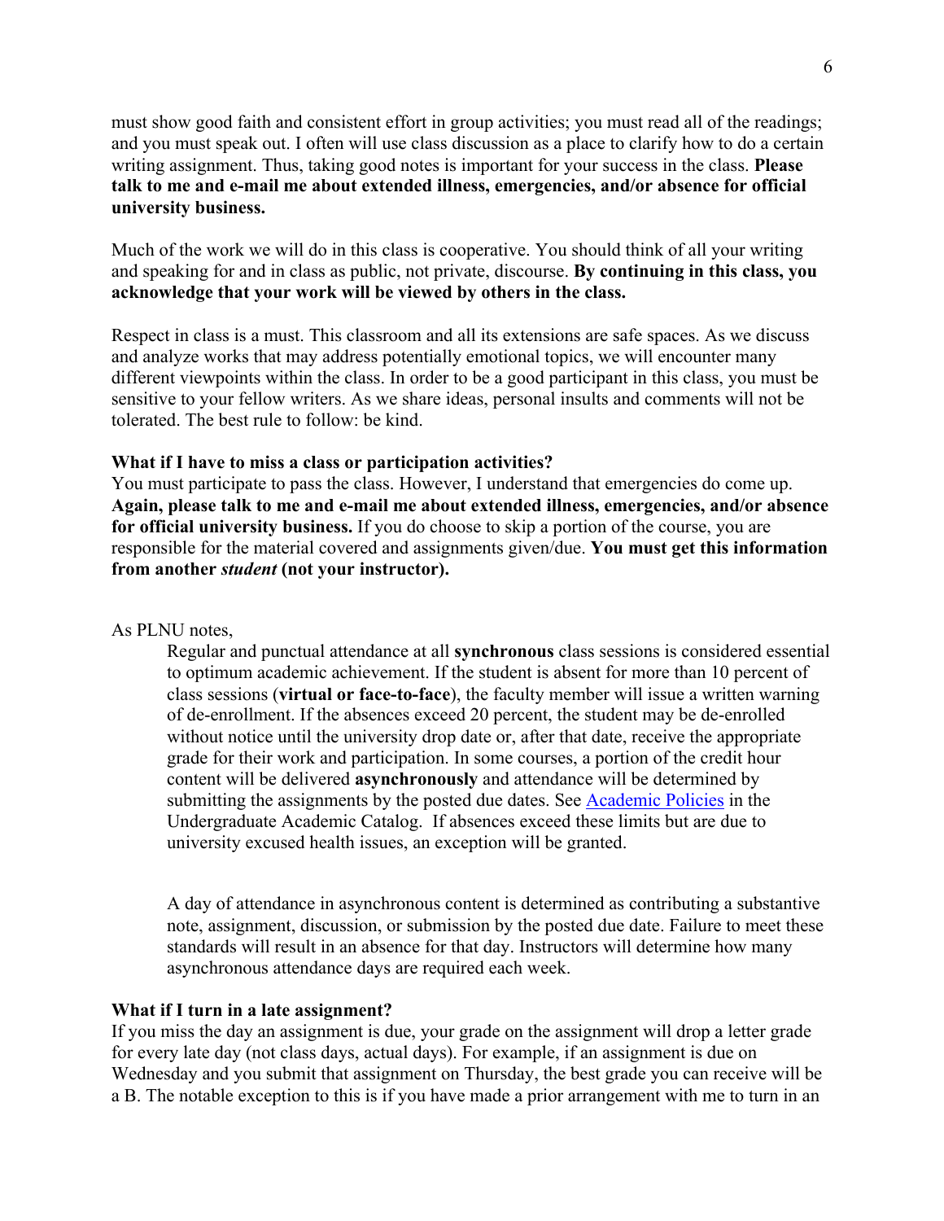must show good faith and consistent effort in group activities; you must read all of the readings; and you must speak out. I often will use class discussion as a place to clarify how to do a certain writing assignment. Thus, taking good notes is important for your success in the class. **Please talk to me and e-mail me about extended illness, emergencies, and/or absence for official university business.**

Much of the work we will do in this class is cooperative. You should think of all your writing and speaking for and in class as public, not private, discourse. **By continuing in this class, you acknowledge that your work will be viewed by others in the class.**

Respect in class is a must. This classroom and all its extensions are safe spaces. As we discuss and analyze works that may address potentially emotional topics, we will encounter many different viewpoints within the class. In order to be a good participant in this class, you must be sensitive to your fellow writers. As we share ideas, personal insults and comments will not be tolerated. The best rule to follow: be kind.

**What if I have to miss a class or participation activities?**

You must participate to pass the class. However, I understand that emergencies do come up. **Again, please talk to me and e-mail me about extended illness, emergencies, and/or absence for official university business.** If you do choose to skip a portion of the course, you are responsible for the material covered and assignments given/due. **You must get this information from another *student* (not your instructor).**

As PLNU notes,

> Regular and punctual attendance at all **synchronous** class sessions is considered essential to optimum academic achievement. If the student is absent for more than 10 percent of class sessions (**virtual or face-to-face**), the faculty member will issue a written warning of de-enrollment. If the absences exceed 20 percent, the student may be de-enrolled without notice until the university drop date or, after that date, receive the appropriate grade for their work and participation. In some courses, a portion of the credit hour content will be delivered **asynchronously** and attendance will be determined by submitting the assignments by the posted due dates. See [Academic Policies] in the Undergraduate Academic Catalog. If absences exceed these limits but are due to university excused health issues, an exception will be granted.
>
> A day of attendance in asynchronous content is determined as contributing a substantive note, assignment, discussion, or submission by the posted due date. Failure to meet these standards will result in an absence for that day. Instructors will determine how many asynchronous attendance days are required each week.

**What if I turn in a late assignment?**

If you miss the day an assignment is due, your grade on the assignment will drop a letter grade for every late day (not class days, actual days). For example, if an assignment is due on Wednesday and you submit that assignment on Thursday, the best grade you can receive will be a B. The notable exception to this is if you have made a prior arrangement with me to turn in an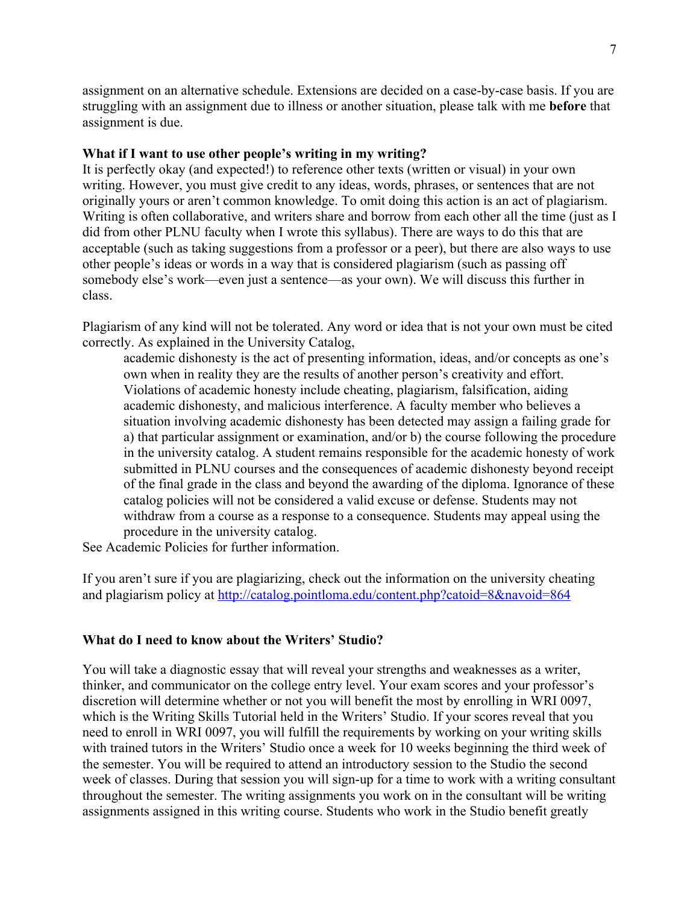assignment on an alternative schedule. Extensions are decided on a case-by-case basis. If you are struggling with an assignment due to illness or another situation, please talk with me **before** that assignment is due.

**What if I want to use other people's writing in my writing?**

It is perfectly okay (and expected!) to reference other texts (written or visual) in your own writing. However, you must give credit to any ideas, words, phrases, or sentences that are not originally yours or aren't common knowledge. To omit doing this action is an act of plagiarism. Writing is often collaborative, and writers share and borrow from each other all the time (just as I did from other PLNU faculty when I wrote this syllabus). There are ways to do this that are acceptable (such as taking suggestions from a professor or a peer), but there are also ways to use other people's ideas or words in a way that is considered plagiarism (such as passing off somebody else's work—even just a sentence—as your own). We will discuss this further in class.

Plagiarism of any kind will not be tolerated. Any word or idea that is not your own must be cited correctly. As explained in the University Catalog,

> academic dishonesty is the act of presenting information, ideas, and/or concepts as one's own when in reality they are the results of another person's creativity and effort. Violations of academic honesty include cheating, plagiarism, falsification, aiding academic dishonesty, and malicious interference. A faculty member who believes a situation involving academic dishonesty has been detected may assign a failing grade for a) that particular assignment or examination, and/or b) the course following the procedure in the university catalog. A student remains responsible for the academic honesty of work submitted in PLNU courses and the consequences of academic dishonesty beyond receipt of the final grade in the class and beyond the awarding of the diploma. Ignorance of these catalog policies will not be considered a valid excuse or defense. Students may not withdraw from a course as a response to a consequence. Students may appeal using the procedure in the university catalog.

See Academic Policies for further information.

If you aren't sure if you are plagiarizing, check out the information on the university cheating and plagiarism policy at [http://catalog.pointloma.edu/content.php?catoid=8&navoid=864](http://catalog.pointloma.edu/content.php?catoid=8&navoid=864)

**What do I need to know about the Writers' Studio?**

You will take a diagnostic essay that will reveal your strengths and weaknesses as a writer, thinker, and communicator on the college entry level. Your exam scores and your professor's discretion will determine whether or not you will benefit the most by enrolling in WRI 0097, which is the Writing Skills Tutorial held in the Writers' Studio. If your scores reveal that you need to enroll in WRI 0097, you will fulfill the requirements by working on your writing skills with trained tutors in the Writers' Studio once a week for 10 weeks beginning the third week of the semester. You will be required to attend an introductory session to the Studio the second week of classes. During that session you will sign-up for a time to work with a writing consultant throughout the semester. The writing assignments you work on in the consultant will be writing assignments assigned in this writing course. Students who work in the Studio benefit greatly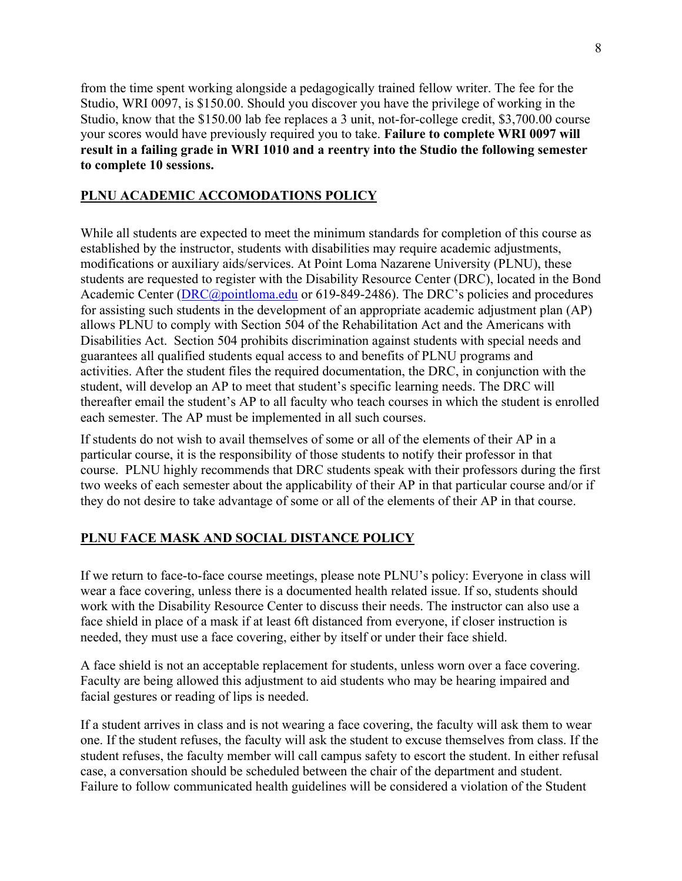from the time spent working alongside a pedagogically trained fellow writer. The fee for the Studio, WRI 0097, is $150.00. Should you discover you have the privilege of working in the Studio, know that the $150.00 lab fee replaces a 3 unit, not-for-college credit, $3,700.00 course your scores would have previously required you to take. **Failure to complete WRI 0097 will result in a failing grade in WRI 1010 and a reentry into the Studio the following semester to complete 10 sessions.**

## PLNU ACADEMIC ACCOMODATIONS POLICY

While all students are expected to meet the minimum standards for completion of this course as established by the instructor, students with disabilities may require academic adjustments, modifications or auxiliary aids/services. At Point Loma Nazarene University (PLNU), these students are requested to register with the Disability Resource Center (DRC), located in the Bond Academic Center (DRC@pointloma.edu or 619-849-2486). The DRC's policies and procedures for assisting such students in the development of an appropriate academic adjustment plan (AP) allows PLNU to comply with Section 504 of the Rehabilitation Act and the Americans with Disabilities Act. Section 504 prohibits discrimination against students with special needs and guarantees all qualified students equal access to and benefits of PLNU programs and activities. After the student files the required documentation, the DRC, in conjunction with the student, will develop an AP to meet that student's specific learning needs. The DRC will thereafter email the student's AP to all faculty who teach courses in which the student is enrolled each semester. The AP must be implemented in all such courses.

If students do not wish to avail themselves of some or all of the elements of their AP in a particular course, it is the responsibility of those students to notify their professor in that course. PLNU highly recommends that DRC students speak with their professors during the first two weeks of each semester about the applicability of their AP in that particular course and/or if they do not desire to take advantage of some or all of the elements of their AP in that course.

## PLNU FACE MASK AND SOCIAL DISTANCE POLICY

If we return to face-to-face course meetings, please note PLNU's policy: Everyone in class will wear a face covering, unless there is a documented health related issue. If so, students should work with the Disability Resource Center to discuss their needs. The instructor can also use a face shield in place of a mask if at least 6ft distanced from everyone, if closer instruction is needed, they must use a face covering, either by itself or under their face shield.

A face shield is not an acceptable replacement for students, unless worn over a face covering. Faculty are being allowed this adjustment to aid students who may be hearing impaired and facial gestures or reading of lips is needed.

If a student arrives in class and is not wearing a face covering, the faculty will ask them to wear one. If the student refuses, the faculty will ask the student to excuse themselves from class. If the student refuses, the faculty member will call campus safety to escort the student. In either refusal case, a conversation should be scheduled between the chair of the department and student. Failure to follow communicated health guidelines will be considered a violation of the Student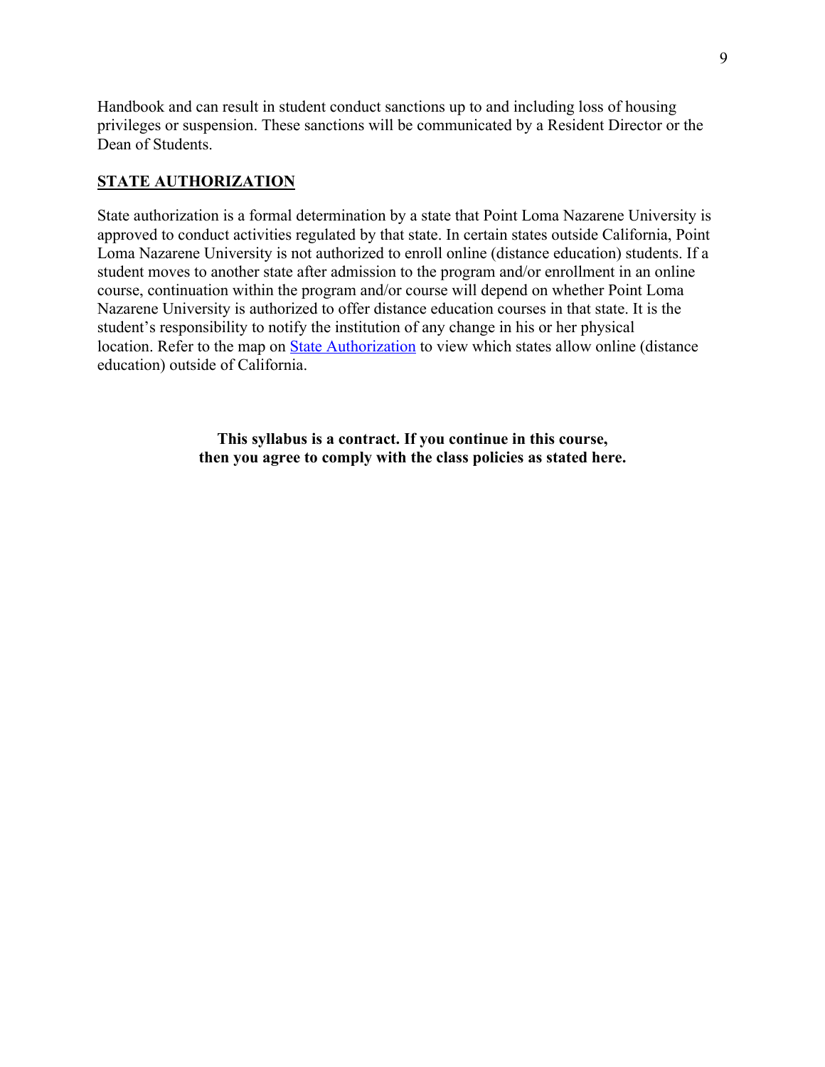Handbook and can result in student conduct sanctions up to and including loss of housing privileges or suspension. These sanctions will be communicated by a Resident Director or the Dean of Students.

## STATE AUTHORIZATION

State authorization is a formal determination by a state that Point Loma Nazarene University is approved to conduct activities regulated by that state. In certain states outside California, Point Loma Nazarene University is not authorized to enroll online (distance education) students. If a student moves to another state after admission to the program and/or enrollment in an online course, continuation within the program and/or course will depend on whether Point Loma Nazarene University is authorized to offer distance education courses in that state. It is the student's responsibility to notify the institution of any change in his or her physical location. Refer to the map on State Authorization to view which states allow online (distance education) outside of California.

**This syllabus is a contract. If you continue in this course, then you agree to comply with the class policies as stated here.**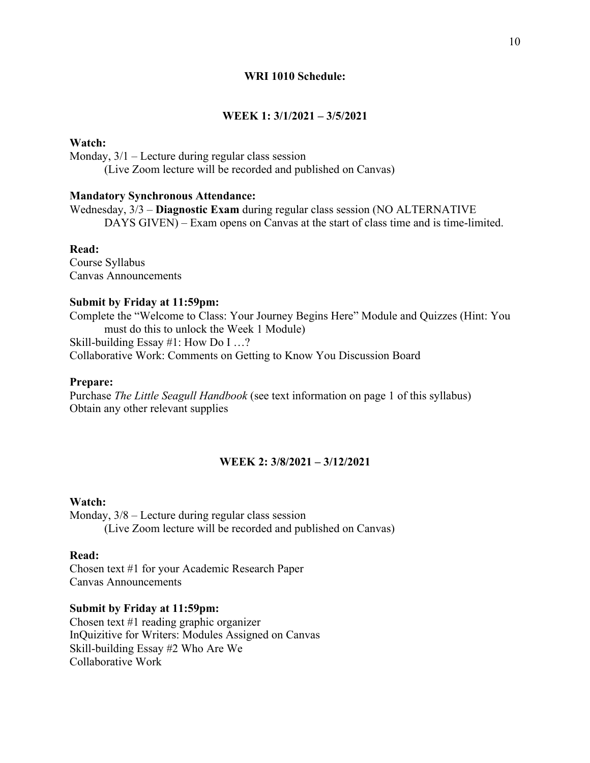## WRI 1010 Schedule:

### WEEK 1: 3/1/2021 – 3/5/2021

**Watch:**

Monday, 3/1 – Lecture during regular class session
(Live Zoom lecture will be recorded and published on Canvas)

**Mandatory Synchronous Attendance:**

Wednesday, 3/3 – **Diagnostic Exam** during regular class session (NO ALTERNATIVE DAYS GIVEN) – Exam opens on Canvas at the start of class time and is time-limited.

**Read:**

Course Syllabus
Canvas Announcements

**Submit by Friday at 11:59pm:**

Complete the "Welcome to Class: Your Journey Begins Here" Module and Quizzes (Hint: You must do this to unlock the Week 1 Module)
Skill-building Essay #1: How Do I …?
Collaborative Work: Comments on Getting to Know You Discussion Board

**Prepare:**

Purchase *The Little Seagull Handbook* (see text information on page 1 of this syllabus)
Obtain any other relevant supplies

### WEEK 2: 3/8/2021 – 3/12/2021

**Watch:**

Monday, 3/8 – Lecture during regular class session
(Live Zoom lecture will be recorded and published on Canvas)

**Read:**

Chosen text #1 for your Academic Research Paper
Canvas Announcements

**Submit by Friday at 11:59pm:**

Chosen text #1 reading graphic organizer
InQuizitive for Writers: Modules Assigned on Canvas
Skill-building Essay #2 Who Are We
Collaborative Work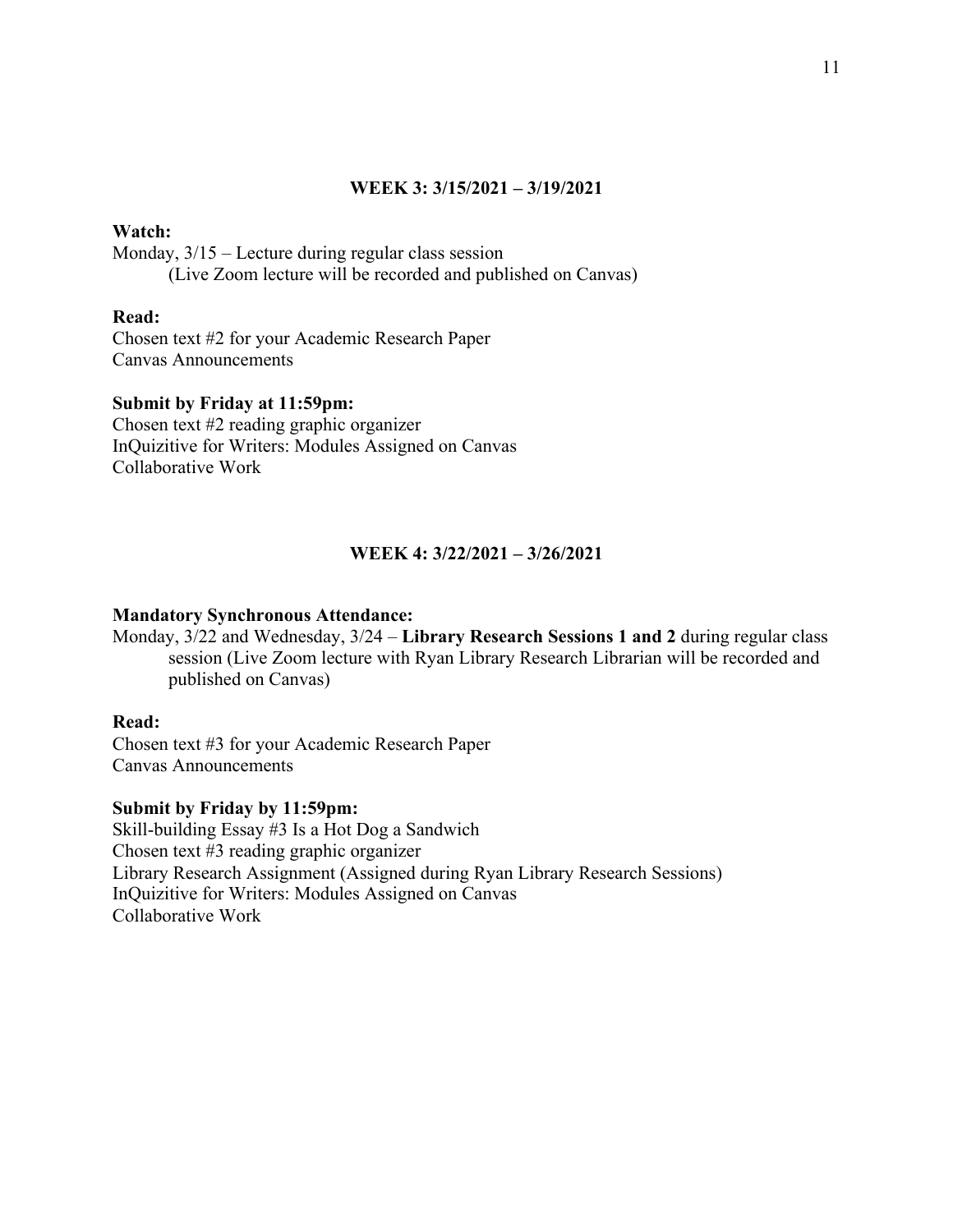## WEEK 3: 3/15/2021 – 3/19/2021

**Watch:**

Monday, 3/15 – Lecture during regular class session
(Live Zoom lecture will be recorded and published on Canvas)

**Read:**

Chosen text #2 for your Academic Research Paper
Canvas Announcements

**Submit by Friday at 11:59pm:**

Chosen text #2 reading graphic organizer
InQuizitive for Writers: Modules Assigned on Canvas
Collaborative Work

## WEEK 4: 3/22/2021 – 3/26/2021

**Mandatory Synchronous Attendance:**

Monday, 3/22 and Wednesday, 3/24 – **Library Research Sessions 1 and 2** during regular class session (Live Zoom lecture with Ryan Library Research Librarian will be recorded and published on Canvas)

**Read:**

Chosen text #3 for your Academic Research Paper
Canvas Announcements

**Submit by Friday by 11:59pm:**

Skill-building Essay #3 Is a Hot Dog a Sandwich
Chosen text #3 reading graphic organizer
Library Research Assignment (Assigned during Ryan Library Research Sessions)
InQuizitive for Writers: Modules Assigned on Canvas
Collaborative Work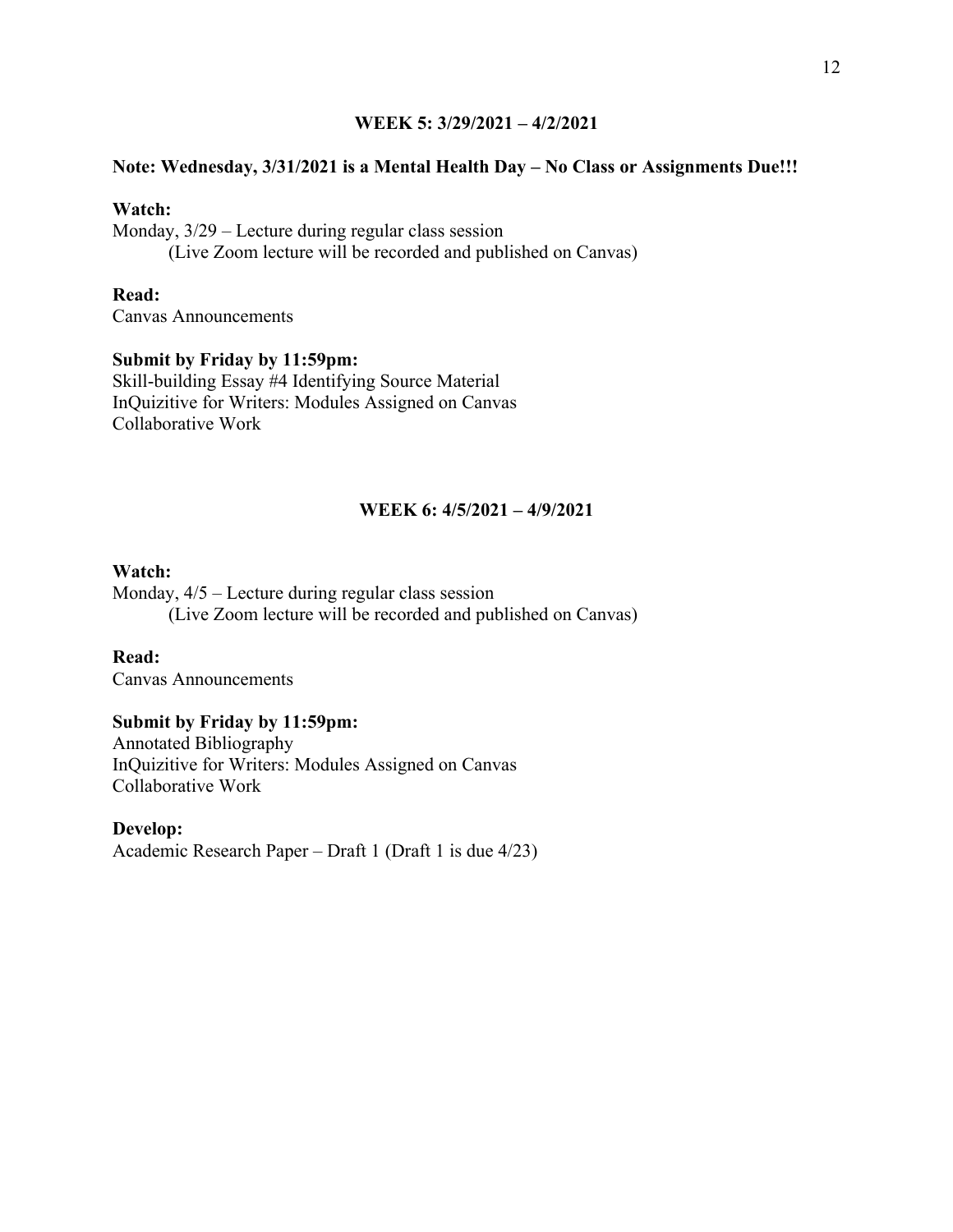## WEEK 5: 3/29/2021 – 4/2/2021

**Note: Wednesday, 3/31/2021 is a Mental Health Day – No Class or Assignments Due!!!**

**Watch:**

Monday, 3/29 – Lecture during regular class session
(Live Zoom lecture will be recorded and published on Canvas)

**Read:**

Canvas Announcements

**Submit by Friday by 11:59pm:**

Skill-building Essay #4 Identifying Source Material
InQuizitive for Writers: Modules Assigned on Canvas
Collaborative Work

## WEEK 6: 4/5/2021 – 4/9/2021

**Watch:**

Monday, 4/5 – Lecture during regular class session
(Live Zoom lecture will be recorded and published on Canvas)

**Read:**

Canvas Announcements

**Submit by Friday by 11:59pm:**

Annotated Bibliography
InQuizitive for Writers: Modules Assigned on Canvas
Collaborative Work

**Develop:**

Academic Research Paper – Draft 1 (Draft 1 is due 4/23)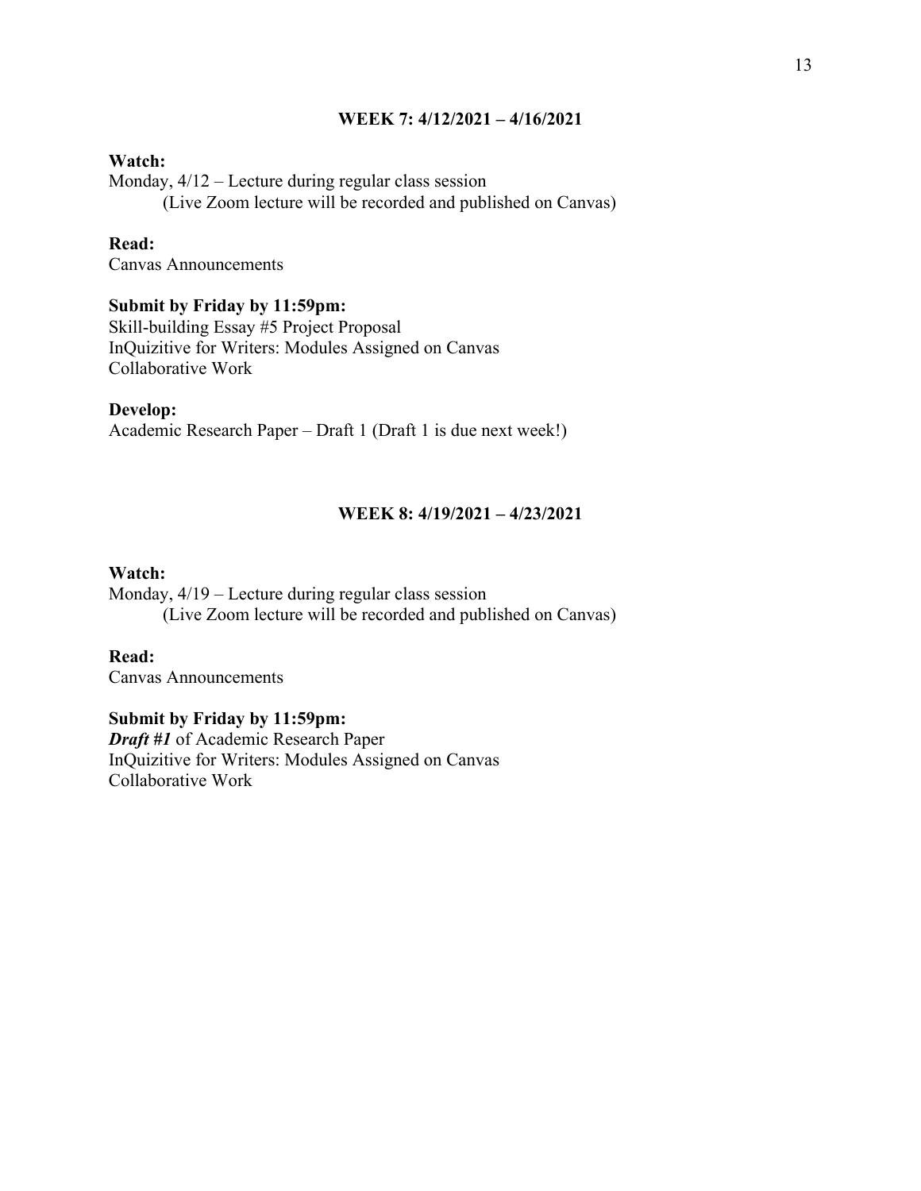## WEEK 7: 4/12/2021 – 4/16/2021

**Watch:**
Monday, 4/12 – Lecture during regular class session
(Live Zoom lecture will be recorded and published on Canvas)

**Read:**
Canvas Announcements

**Submit by Friday by 11:59pm:**
Skill-building Essay #5 Project Proposal
InQuizitive for Writers: Modules Assigned on Canvas
Collaborative Work

**Develop:**
Academic Research Paper – Draft 1 (Draft 1 is due next week!)

## WEEK 8: 4/19/2021 – 4/23/2021

**Watch:**
Monday, 4/19 – Lecture during regular class session
(Live Zoom lecture will be recorded and published on Canvas)

**Read:**
Canvas Announcements

**Submit by Friday by 11:59pm:**
***Draft #1*** of Academic Research Paper
InQuizitive for Writers: Modules Assigned on Canvas
Collaborative Work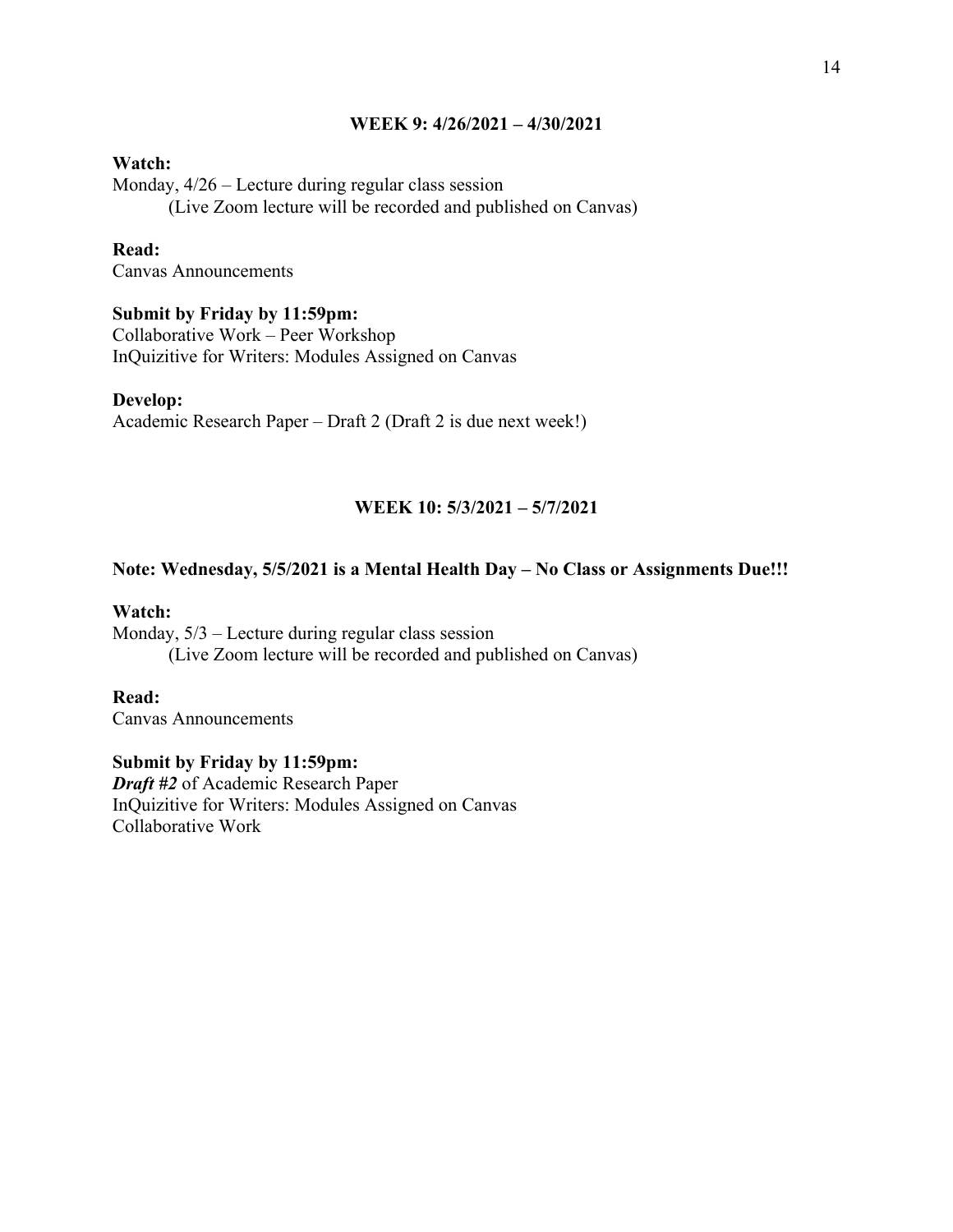## WEEK 9: 4/26/2021 – 4/30/2021

**Watch:**
Monday, 4/26 – Lecture during regular class session
(Live Zoom lecture will be recorded and published on Canvas)

**Read:**
Canvas Announcements

**Submit by Friday by 11:59pm:**
Collaborative Work – Peer Workshop
InQuizitive for Writers: Modules Assigned on Canvas

**Develop:**
Academic Research Paper – Draft 2 (Draft 2 is due next week!)

## WEEK 10: 5/3/2021 – 5/7/2021

**Note: Wednesday, 5/5/2021 is a Mental Health Day – No Class or Assignments Due!!!**

**Watch:**
Monday, 5/3 – Lecture during regular class session
(Live Zoom lecture will be recorded and published on Canvas)

**Read:**
Canvas Announcements

**Submit by Friday by 11:59pm:**
***Draft #2*** of Academic Research Paper
InQuizitive for Writers: Modules Assigned on Canvas
Collaborative Work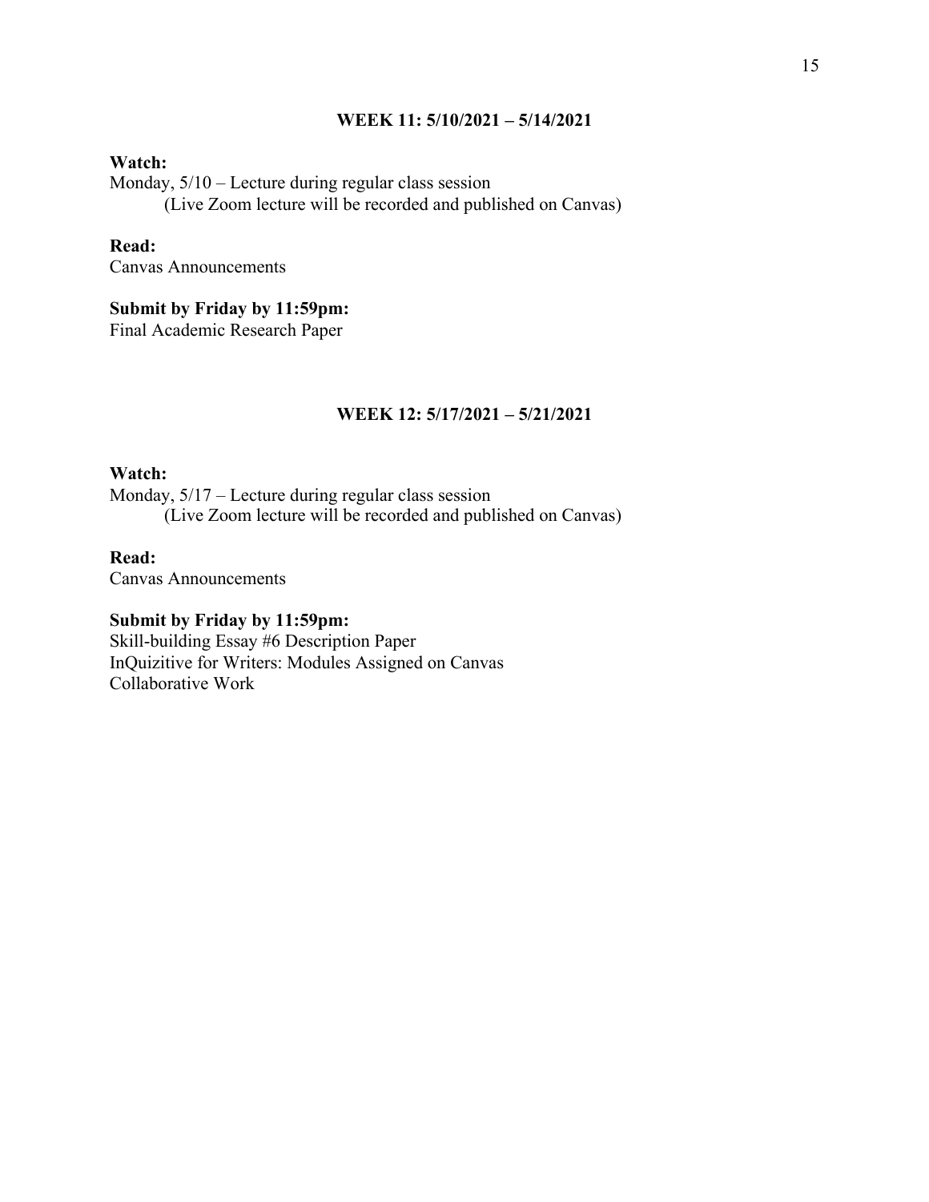### WEEK 11: 5/10/2021 – 5/14/2021

**Watch:**

Monday, 5/10 – Lecture during regular class session
(Live Zoom lecture will be recorded and published on Canvas)

**Read:**

Canvas Announcements

**Submit by Friday by 11:59pm:**

Final Academic Research Paper

### WEEK 12: 5/17/2021 – 5/21/2021

**Watch:**

Monday, 5/17 – Lecture during regular class session
(Live Zoom lecture will be recorded and published on Canvas)

**Read:**

Canvas Announcements

**Submit by Friday by 11:59pm:**

Skill-building Essay #6 Description Paper
InQuizitive for Writers: Modules Assigned on Canvas
Collaborative Work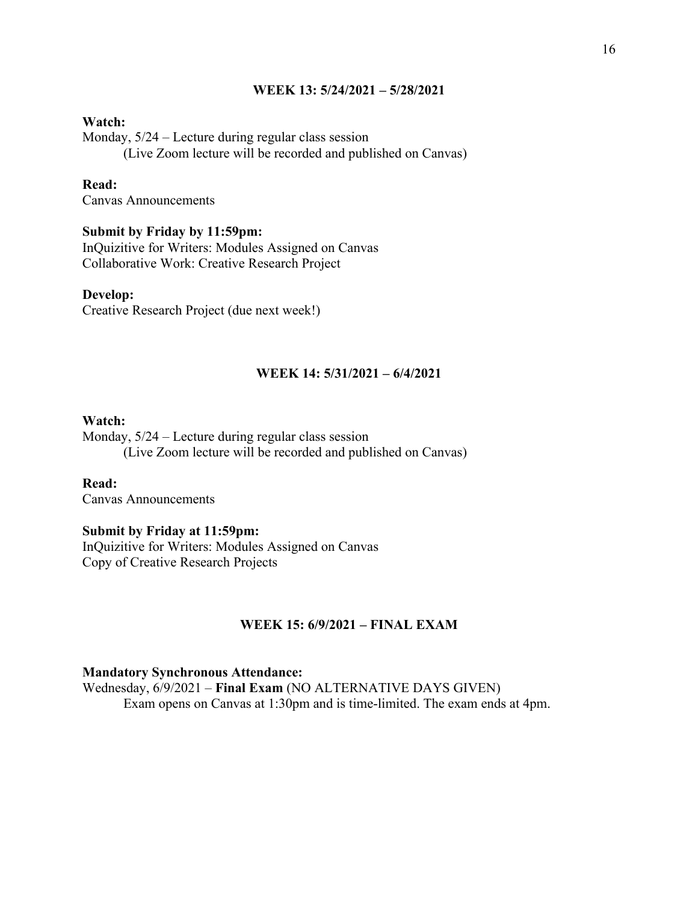### WEEK 13: 5/24/2021 – 5/28/2021

**Watch:**
Monday, 5/24 – Lecture during regular class session
(Live Zoom lecture will be recorded and published on Canvas)

**Read:**
Canvas Announcements

**Submit by Friday by 11:59pm:**
InQuizitive for Writers: Modules Assigned on Canvas
Collaborative Work: Creative Research Project

**Develop:**
Creative Research Project (due next week!)

### WEEK 14: 5/31/2021 – 6/4/2021

**Watch:**
Monday, 5/24 – Lecture during regular class session
(Live Zoom lecture will be recorded and published on Canvas)

**Read:**
Canvas Announcements

**Submit by Friday at 11:59pm:**
InQuizitive for Writers: Modules Assigned on Canvas
Copy of Creative Research Projects

### WEEK 15: 6/9/2021 – FINAL EXAM

**Mandatory Synchronous Attendance:**
Wednesday, 6/9/2021 – **Final Exam** (NO ALTERNATIVE DAYS GIVEN)
Exam opens on Canvas at 1:30pm and is time-limited. The exam ends at 4pm.